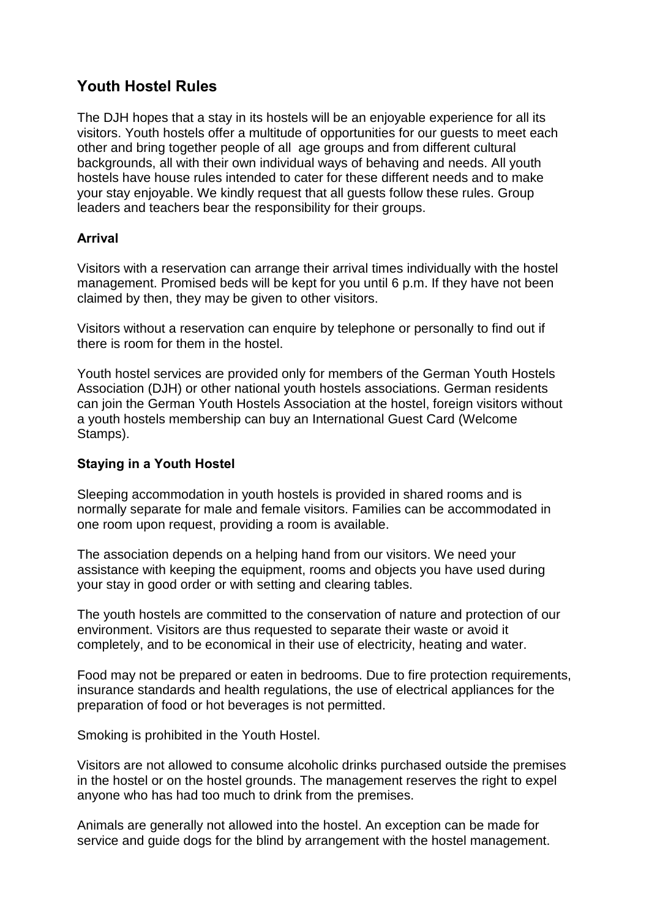# Youth Hostel Rules

The DJH hopes that a stay in its hostels will be an enjoyable experience for all its visitors. Youth hostels offer a multitude of opportunities for our guests to meet each other and bring together people of all age groups and from different cultural backgrounds, all with their own individual ways of behaving and needs. All youth hostels have house rules intended to cater for these different needs and to make your stay enjoyable. We kindly request that all guests follow these rules. Group leaders and teachers bear the responsibility for their groups.

### Arrival

Visitors with a reservation can arrange their arrival times individually with the hostel management. Promised beds will be kept for you until 6 p.m. If they have not been claimed by then, they may be given to other visitors.

Visitors without a reservation can enquire by telephone or personally to find out if there is room for them in the hostel.

Youth hostel services are provided only for members of the German Youth Hostels Association (DJH) or other national youth hostels associations. German residents can join the German Youth Hostels Association at the hostel, foreign visitors without a youth hostels membership can buy an International Guest Card (Welcome Stamps).

### Staying in a Youth Hostel

Sleeping accommodation in youth hostels is provided in shared rooms and is normally separate for male and female visitors. Families can be accommodated in one room upon request, providing a room is available.

The association depends on a helping hand from our visitors. We need your assistance with keeping the equipment, rooms and objects you have used during your stay in good order or with setting and clearing tables.

The youth hostels are committed to the conservation of nature and protection of our environment. Visitors are thus requested to separate their waste or avoid it completely, and to be economical in their use of electricity, heating and water.

Food may not be prepared or eaten in bedrooms. Due to fire protection requirements, insurance standards and health regulations, the use of electrical appliances for the preparation of food or hot beverages is not permitted.

Smoking is prohibited in the Youth Hostel.

Visitors are not allowed to consume alcoholic drinks purchased outside the premises in the hostel or on the hostel grounds. The management reserves the right to expel anyone who has had too much to drink from the premises.

Animals are generally not allowed into the hostel. An exception can be made for service and guide dogs for the blind by arrangement with the hostel management.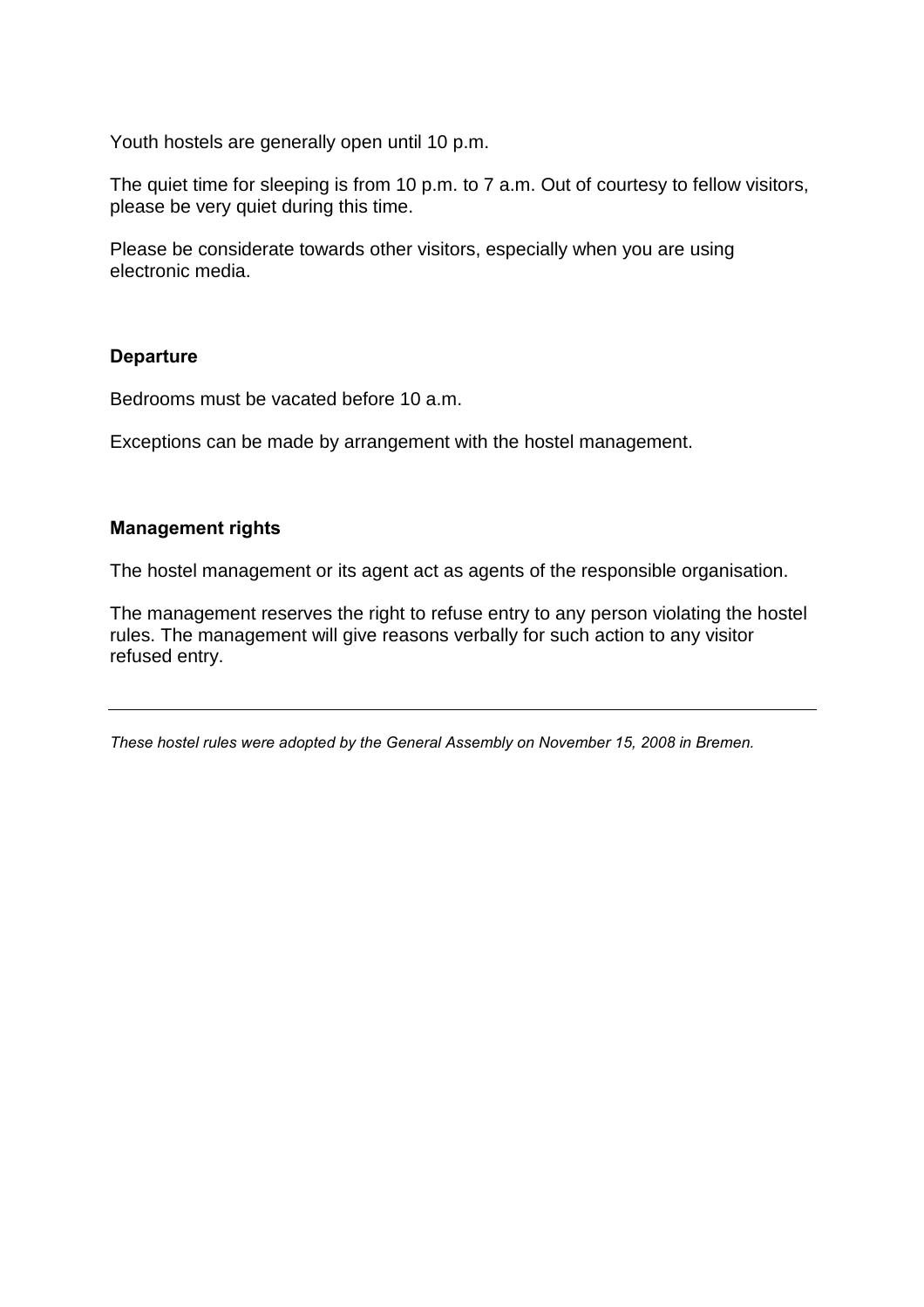Youth hostels are generally open until 10 p.m.

The quiet time for sleeping is from 10 p.m. to 7 a.m. Out of courtesy to fellow visitors, please be very quiet during this time.

Please be considerate towards other visitors, especially when you are using electronic media.

**Departure**

Bedrooms must be vacated before 10 a.m.

Exceptions can be made by arrangement with the hostel management.

**Management rights**

The hostel management or its agent act as agents of the responsible organisation.

The management reserves the right to refuse entry to any person violating the hostel rules. The management will give reasons verbally for such action to any visitor refused entry.

---

*These hostel rules were adopted by the General Assembly on November 15, 2008 in Bremen.*